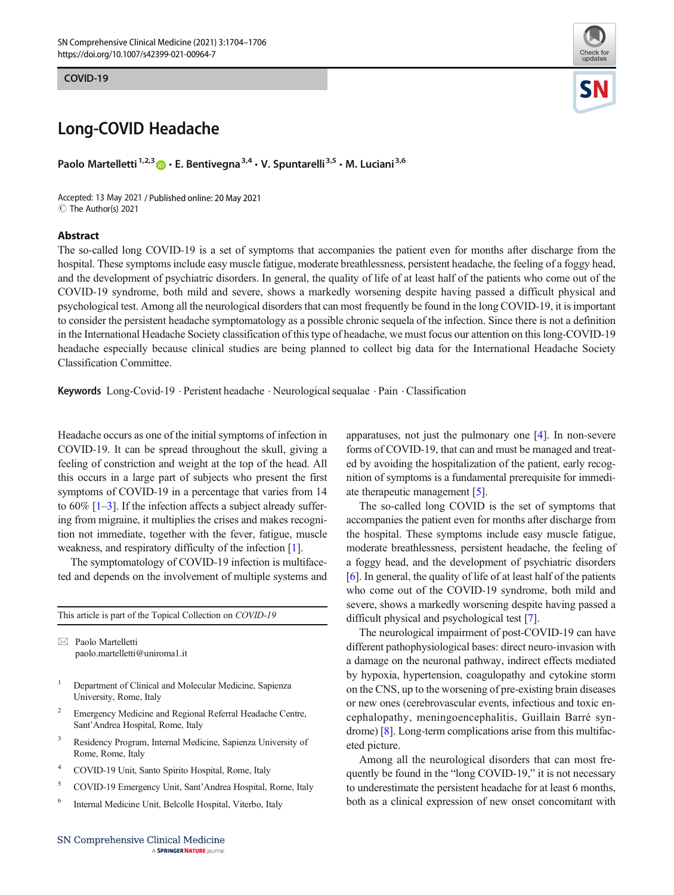COVID-19

# Long-COVID Headache

**Paolo Martelletti** [1,2,3] · **E. Bentivegna** [3,4] · **V. Spuntarelli** [3,5] · **M. Luciani** [3,6]

Accepted: 13 May 2021 / Published online: 20 May 2021
© The Author(s) 2021

## Abstract

The so-called long COVID-19 is a set of symptoms that accompanies the patient even for months after discharge from the hospital. These symptoms include easy muscle fatigue, moderate breathlessness, persistent headache, the feeling of a foggy head, and the development of psychiatric disorders. In general, the quality of life of at least half of the patients who come out of the COVID-19 syndrome, both mild and severe, shows a markedly worsening despite having passed a difficult physical and psychological test. Among all the neurological disorders that can most frequently be found in the long COVID-19, it is important to consider the persistent headache symptomatology as a possible chronic sequela of the infection. Since there is not a definition in the International Headache Society classification of this type of headache, we must focus our attention on this long-COVID-19 headache especially because clinical studies are being planned to collect big data for the International Headache Society Classification Committee.

**Keywords** Long-Covid-19 · Peristent headache · Neurological sequalae · Pain · Classification

Headache occurs as one of the initial symptoms of infection in COVID-19. It can be spread throughout the skull, giving a feeling of constriction and weight at the top of the head. All this occurs in a large part of subjects who present the first symptoms of COVID-19 in a percentage that varies from 14 to 60% [1–3]. If the infection affects a subject already suffering from migraine, it multiplies the crises and makes recognition not immediate, together with the fever, fatigue, muscle weakness, and respiratory difficulty of the infection [1].

The symptomatology of COVID-19 infection is multifaceted and depends on the involvement of multiple systems and apparatuses, not just the pulmonary one [4]. In non-severe forms of COVID-19, that can and must be managed and treated by avoiding the hospitalization of the patient, early recognition of symptoms is a fundamental prerequisite for immediate therapeutic management [5].

The so-called long COVID is the set of symptoms that accompanies the patient even for months after discharge from the hospital. These symptoms include easy muscle fatigue, moderate breathlessness, persistent headache, the feeling of a foggy head, and the development of psychiatric disorders [6]. In general, the quality of life of at least half of the patients who come out of the COVID-19 syndrome, both mild and severe, shows a markedly worsening despite having passed a difficult physical and psychological test [7].

The neurological impairment of post-COVID-19 can have different pathophysiological bases: direct neuro-invasion with a damage on the neuronal pathway, indirect effects mediated by hypoxia, hypertension, coagulopathy and cytokine storm on the CNS, up to the worsening of pre-existing brain diseases or new ones (cerebrovascular events, infectious and toxic encephalopathy, meningoencephalitis, Guillain Barré syndrome) [8]. Long-term complications arise from this multifaceted picture.

Among all the neurological disorders that can most frequently be found in the "long COVID-19," it is not necessary to underestimate the persistent headache for at least 6 months, both as a clinical expression of new onset concomitant with

---

This article is part of the Topical Collection on *COVID-19*

✉ Paolo Martelletti
paolo.martelletti@uniroma1.it

1. Department of Clinical and Molecular Medicine, Sapienza University, Rome, Italy
2. Emergency Medicine and Regional Referral Headache Centre, Sant'Andrea Hospital, Rome, Italy
3. Residency Program, Internal Medicine, Sapienza University of Rome, Rome, Italy
4. COVID-19 Unit, Santo Spirito Hospital, Rome, Italy
5. COVID-19 Emergency Unit, Sant'Andrea Hospital, Rome, Italy
6. Internal Medicine Unit, Belcolle Hospital, Viterbo, Italy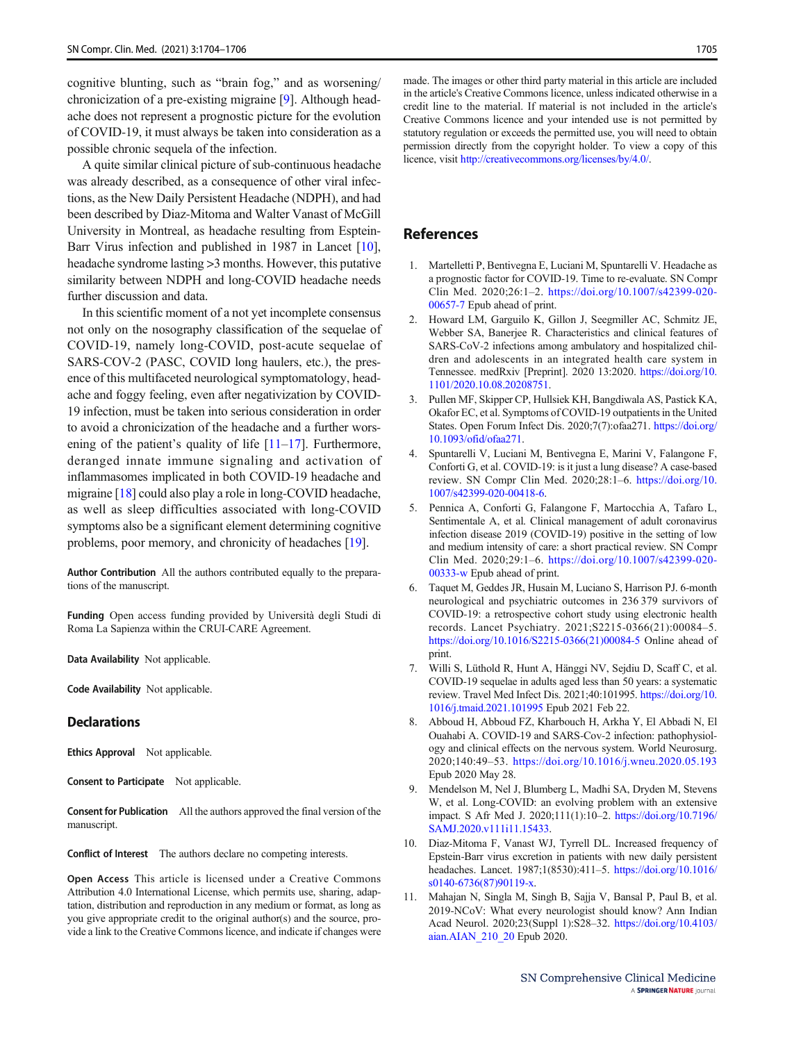cognitive blunting, such as "brain fog," and as worsening/chronicization of a pre-existing migraine [9]. Although headache does not represent a prognostic picture for the evolution of COVID-19, it must always be taken into consideration as a possible chronic sequela of the infection.

A quite similar clinical picture of sub-continuous headache was already described, as a consequence of other viral infections, as the New Daily Persistent Headache (NDPH), and had been described by Diaz-Mitoma and Walter Vanast of McGill University in Montreal, as headache resulting from Espstein-Barr Virus infection and published in 1987 in Lancet [10], headache syndrome lasting >3 months. However, this putative similarity between NDPH and long-COVID headache needs further discussion and data.

In this scientific moment of a not yet incomplete consensus not only on the nosography classification of the sequelae of COVID-19, namely long-COVID, post-acute sequelae of SARS-COV-2 (PASC, COVID long haulers, etc.), the presence of this multifaceted neurological symptomatology, headache and foggy feeling, even after negativization by COVID-19 infection, must be taken into serious consideration in order to avoid a chronicization of the headache and a further worsening of the patient's quality of life [11–17]. Furthermore, deranged innate immune signaling and activation of inflammasomes implicated in both COVID-19 headache and migraine [18] could also play a role in long-COVID headache, as well as sleep difficulties associated with long-COVID symptoms also be a significant element determining cognitive problems, poor memory, and chronicity of headaches [19].

**Author Contribution** All the authors contributed equally to the preparations of the manuscript.

**Funding** Open access funding provided by Università degli Studi di Roma La Sapienza within the CRUI-CARE Agreement.

**Data Availability** Not applicable.

**Code Availability** Not applicable.

## Declarations

**Ethics Approval** Not applicable.

**Consent to Participate** Not applicable.

**Consent for Publication** All the authors approved the final version of the manuscript.

**Conflict of Interest** The authors declare no competing interests.

**Open Access** This article is licensed under a Creative Commons Attribution 4.0 International License, which permits use, sharing, adaptation, distribution and reproduction in any medium or format, as long as you give appropriate credit to the original author(s) and the source, provide a link to the Creative Commons licence, and indicate if changes were made. The images or other third party material in this article are included in the article's Creative Commons licence, unless indicated otherwise in a credit line to the material. If material is not included in the article's Creative Commons licence and your intended use is not permitted by statutory regulation or exceeds the permitted use, you will need to obtain permission directly from the copyright holder. To view a copy of this licence, visit http://creativecommons.org/licenses/by/4.0/.

## References

1. Martelletti P, Bentivegna E, Luciani M, Spuntarelli V. Headache as a prognostic factor for COVID-19. Time to re-evaluate. SN Compr Clin Med. 2020;26:1–2. https://doi.org/10.1007/s42399-020-00657-7 Epub ahead of print.
2. Howard LM, Garguilo K, Gillon J, Seegmiller AC, Schmitz JE, Webber SA, Banerjee R. Characteristics and clinical features of SARS-CoV-2 infections among ambulatory and hospitalized children and adolescents in an integrated health care system in Tennessee. medRxiv [Preprint]. 2020 13:2020. https://doi.org/10.1101/2020.10.08.20208751.
3. Pullen MF, Skipper CP, Hullsiek KH, Bangdiwala AS, Pastick KA, Okafor EC, et al. Symptoms of COVID-19 outpatients in the United States. Open Forum Infect Dis. 2020;7(7):ofaa271. https://doi.org/10.1093/ofid/ofaa271.
4. Spuntarelli V, Luciani M, Bentivegna E, Marini V, Falangone F, Conforti G, et al. COVID-19: is it just a lung disease? A case-based review. SN Compr Clin Med. 2020;28:1–6. https://doi.org/10.1007/s42399-020-00418-6.
5. Pennica A, Conforti G, Falangone F, Martocchia A, Tafaro L, Sentimentale A, et al. Clinical management of adult coronavirus infection disease 2019 (COVID-19) positive in the setting of low and medium intensity of care: a short practical review. SN Compr Clin Med. 2020;29:1–6. https://doi.org/10.1007/s42399-020-00333-w Epub ahead of print.
6. Taquet M, Geddes JR, Husain M, Luciano S, Harrison PJ. 6-month neurological and psychiatric outcomes in 236 379 survivors of COVID-19: a retrospective cohort study using electronic health records. Lancet Psychiatry. 2021;S2215-0366(21):00084–5. https://doi.org/10.1016/S2215-0366(21)00084-5 Online ahead of print.
7. Willi S, Lüthold R, Hunt A, Hänggi NV, Sejdiu D, Scaff C, et al. COVID-19 sequelae in adults aged less than 50 years: a systematic review. Travel Med Infect Dis. 2021;40:101995. https://doi.org/10.1016/j.tmaid.2021.101995 Epub 2021 Feb 22.
8. Abboud H, Abboud FZ, Kharbouch H, Arkha Y, El Abbadi N, El Ouahabi A. COVID-19 and SARS-Cov-2 infection: pathophysiology and clinical effects on the nervous system. World Neurosurg. 2020;140:49–53. https://doi.org/10.1016/j.wneu.2020.05.193 Epub 2020 May 28.
9. Mendelson M, Nel J, Blumberg L, Madhi SA, Dryden M, Stevens W, et al. Long-COVID: an evolving problem with an extensive impact. S Afr Med J. 2020;111(1):10–2. https://doi.org/10.7196/SAMJ.2020.v111i11.15433.
10. Diaz-Mitoma F, Vanast WJ, Tyrrell DL. Increased frequency of Epstein-Barr virus excretion in patients with new daily persistent headaches. Lancet. 1987;1(8530):411–5. https://doi.org/10.1016/s0140-6736(87)90119-x.
11. Mahajan N, Singla M, Singh B, Sajja V, Bansal P, Paul B, et al. 2019-NCoV: What every neurologist should know? Ann Indian Acad Neurol. 2020;23(Suppl 1):S28–32. https://doi.org/10.4103/aian.AIAN_210_20 Epub 2020.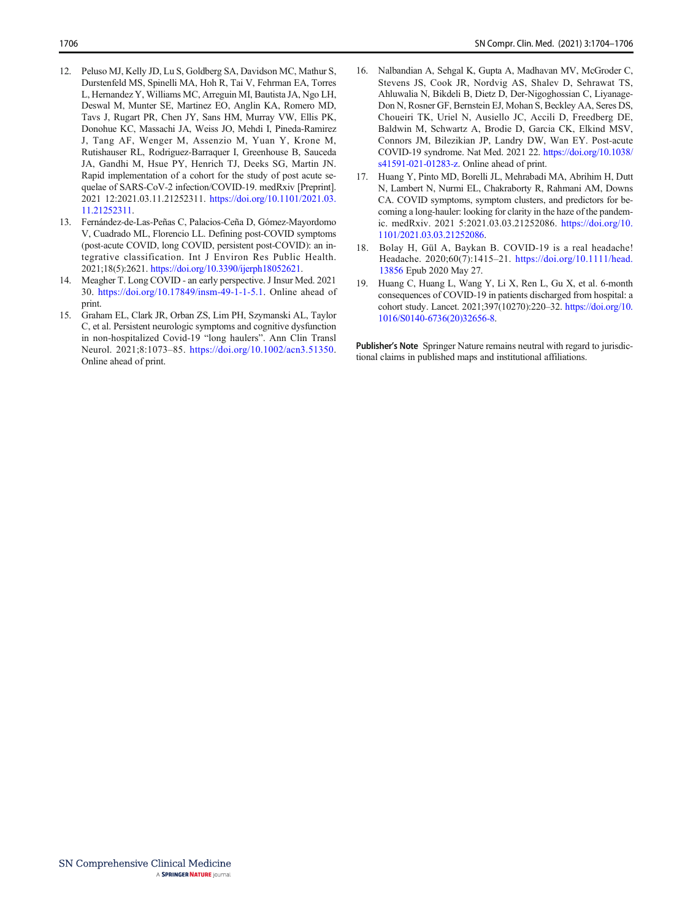12. Peluso MJ, Kelly JD, Lu S, Goldberg SA, Davidson MC, Mathur S, Durstenfeld MS, Spinelli MA, Hoh R, Tai V, Fehrman EA, Torres L, Hernandez Y, Williams MC, Arreguin MI, Bautista JA, Ngo LH, Deswal M, Munter SE, Martinez EO, Anglin KA, Romero MD, Tavs J, Rugart PR, Chen JY, Sans HM, Murray VW, Ellis PK, Donohue KC, Massachi JA, Weiss JO, Mehdi I, Pineda-Ramirez J, Tang AF, Wenger M, Assenzio M, Yuan Y, Krone M, Rutishauser RL, Rodriguez-Barraquer I, Greenhouse B, Sauceda JA, Gandhi M, Hsue PY, Henrich TJ, Deeks SG, Martin JN. Rapid implementation of a cohort for the study of post acute sequelae of SARS-CoV-2 infection/COVID-19. medRxiv [Preprint]. 2021 12:2021.03.11.21252311. https://doi.org/10.1101/2021.03.11.21252311.
13. Fernández-de-Las-Peñas C, Palacios-Ceña D, Gómez-Mayordomo V, Cuadrado ML, Florencio LL. Defining post-COVID symptoms (post-acute COVID, long COVID, persistent post-COVID): an integrative classification. Int J Environ Res Public Health. 2021;18(5):2621. https://doi.org/10.3390/ijerph18052621.
14. Meagher T. Long COVID - an early perspective. J Insur Med. 2021 30. https://doi.org/10.17849/insm-49-1-1-5.1. Online ahead of print.
15. Graham EL, Clark JR, Orban ZS, Lim PH, Szymanski AL, Taylor C, et al. Persistent neurologic symptoms and cognitive dysfunction in non-hospitalized Covid-19 "long haulers". Ann Clin Transl Neurol. 2021;8:1073–85. https://doi.org/10.1002/acn3.51350. Online ahead of print.
16. Nalbandian A, Sehgal K, Gupta A, Madhavan MV, McGroder C, Stevens JS, Cook JR, Nordvig AS, Shalev D, Sehrawat TS, Ahluwalia N, Bikdeli B, Dietz D, Der-Nigoghossian C, Liyanage-Don N, Rosner GF, Bernstein EJ, Mohan S, Beckley AA, Seres DS, Choueiri TK, Uriel N, Ausiello JC, Accili D, Freedberg DE, Baldwin M, Schwartz A, Brodie D, Garcia CK, Elkind MSV, Connors JM, Bilezikian JP, Landry DW, Wan EY. Post-acute COVID-19 syndrome. Nat Med. 2021 22. https://doi.org/10.1038/s41591-021-01283-z. Online ahead of print.
17. Huang Y, Pinto MD, Borelli JL, Mehrabadi MA, Abrihim H, Dutt N, Lambert N, Nurmi EL, Chakraborty R, Rahmani AM, Downs CA. COVID symptoms, symptom clusters, and predictors for becoming a long-hauler: looking for clarity in the haze of the pandemic. medRxiv. 2021 5:2021.03.03.21252086. https://doi.org/10.1101/2021.03.03.21252086.
18. Bolay H, Gül A, Baykan B. COVID-19 is a real headache! Headache. 2020;60(7):1415–21. https://doi.org/10.1111/head.13856 Epub 2020 May 27.
19. Huang C, Huang L, Wang Y, Li X, Ren L, Gu X, et al. 6-month consequences of COVID-19 in patients discharged from hospital: a cohort study. Lancet. 2021;397(10270):220–32. https://doi.org/10.1016/S0140-6736(20)32656-8.

**Publisher's Note** Springer Nature remains neutral with regard to jurisdictional claims in published maps and institutional affiliations.